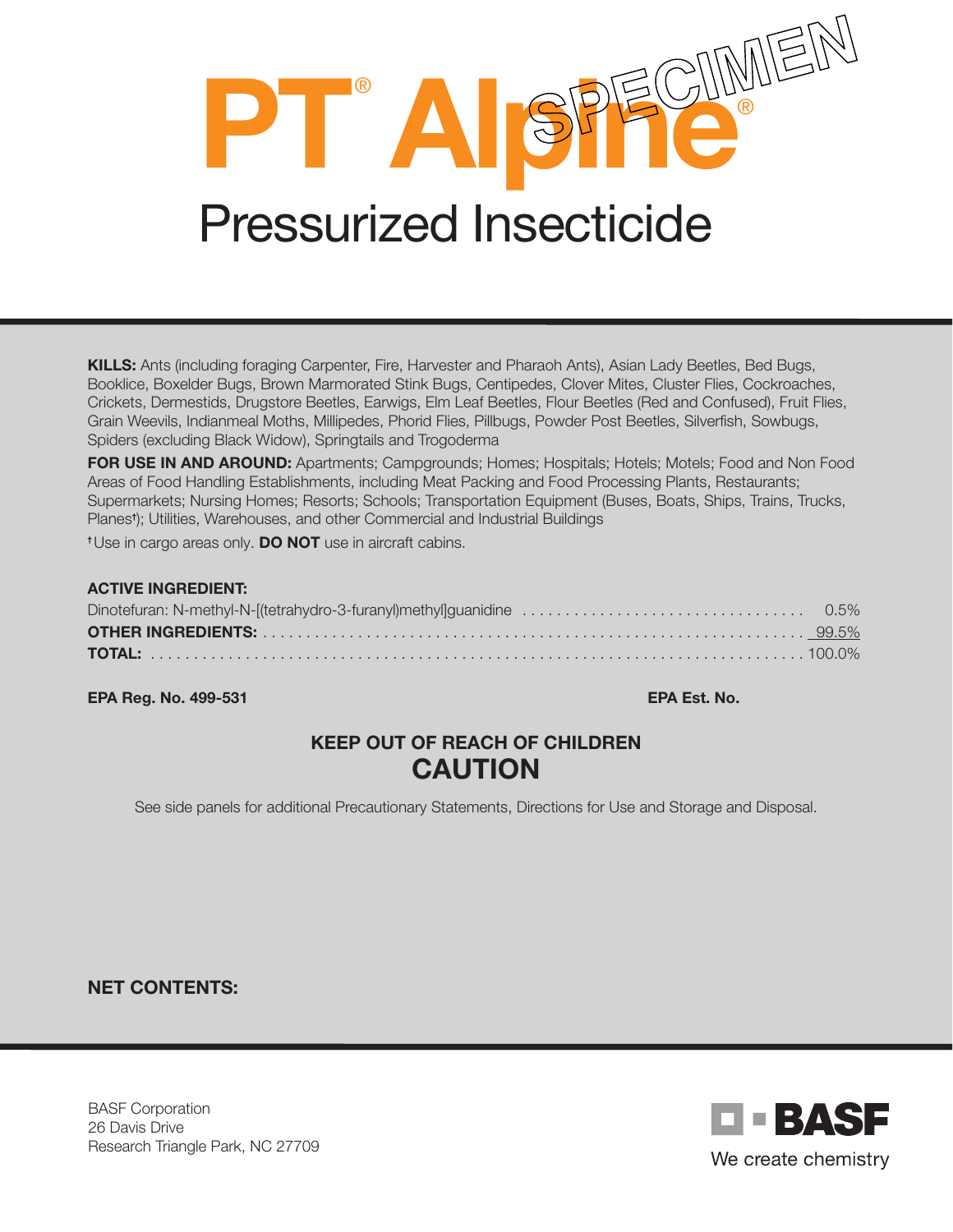# PT® Alpine®

SPECIMEN

## Pressurized Insecticide

**KILLS:** Ants (including foraging Carpenter, Fire, Harvester and Pharaoh Ants), Asian Lady Beetles, Bed Bugs, Booklice, Boxelder Bugs, Brown Marmorated Stink Bugs, Centipedes, Clover Mites, Cluster Flies, Cockroaches, Crickets, Dermestids, Drugstore Beetles, Earwigs, Elm Leaf Beetles, Flour Beetles (Red and Confused), Fruit Flies, Grain Weevils, Indianmeal Moths, Millipedes, Phorid Flies, Pillbugs, Powder Post Beetles, Silverfish, Sowbugs, Spiders (excluding Black Widow), Springtails and Trogoderma

**FOR USE IN AND AROUND:** Apartments; Campgrounds; Homes; Hospitals; Hotels; Motels; Food and Non Food Areas of Food Handling Establishments, including Meat Packing and Food Processing Plants, Restaurants; Supermarkets; Nursing Homes; Resorts; Schools; Transportation Equipment (Buses, Boats, Ships, Trains, Trucks, Planes†); Utilities, Warehouses, and other Commercial and Industrial Buildings

†Use in cargo areas only. **DO NOT** use in aircraft cabins.

**ACTIVE INGREDIENT:**

| | |
|---|---|
| Dinotefuran: N-methyl-N-[(tetrahydro-3-furanyl)methyl]guanidine | 0.5% |
| **OTHER INGREDIENTS:** | 99.5% |
| **TOTAL:** | 100.0% |

**EPA Reg. No. 499-531** **EPA Est. No.**

**KEEP OUT OF REACH OF CHILDREN**

**CAUTION**

See side panels for additional Precautionary Statements, Directions for Use and Storage and Disposal.

**NET CONTENTS:**

BASF Corporation
26 Davis Drive
Research Triangle Park, NC 27709

BASF
We create chemistry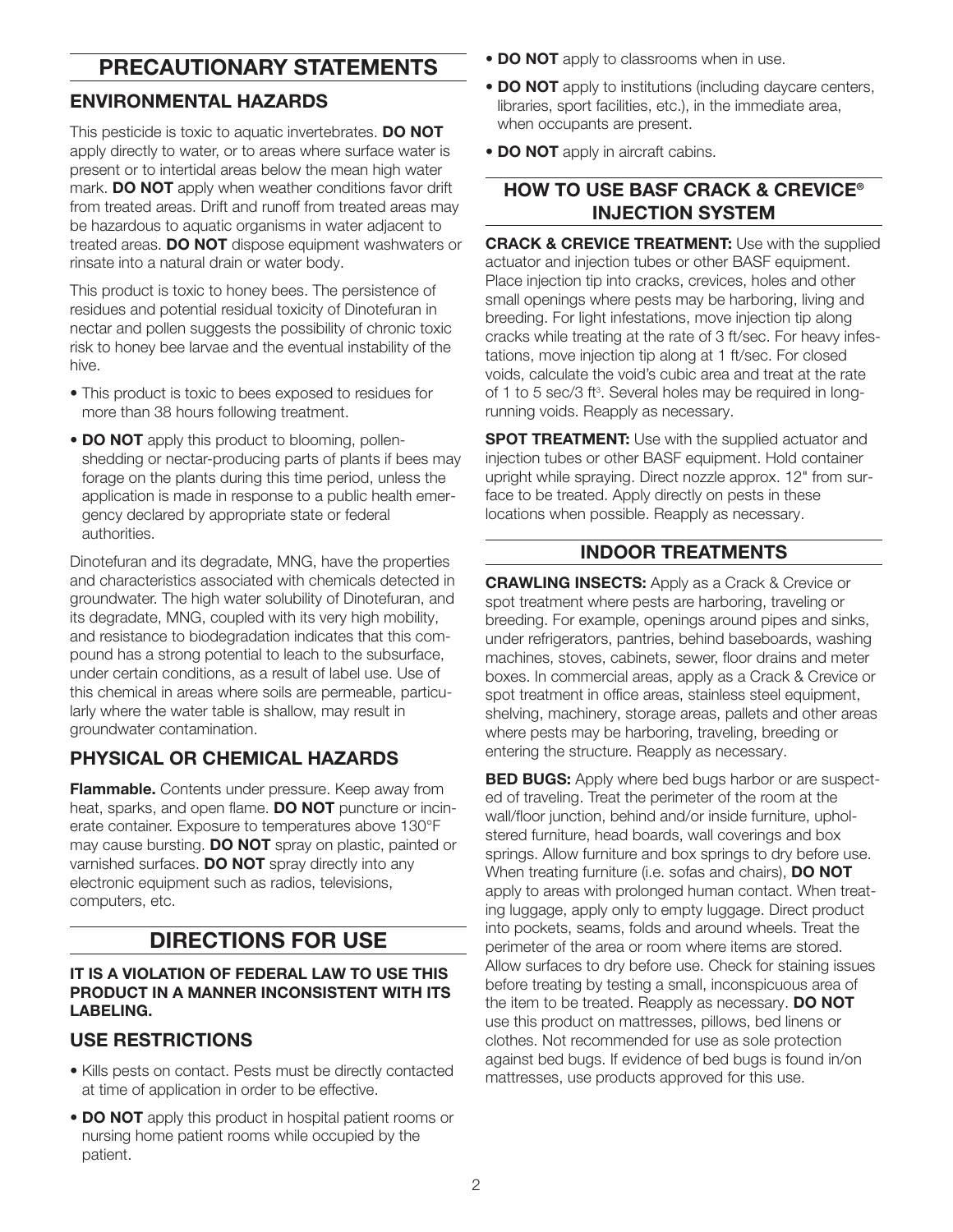## PRECAUTIONARY STATEMENTS

### ENVIRONMENTAL HAZARDS

This pesticide is toxic to aquatic invertebrates. **DO NOT** apply directly to water, or to areas where surface water is present or to intertidal areas below the mean high water mark. **DO NOT** apply when weather conditions favor drift from treated areas. Drift and runoff from treated areas may be hazardous to aquatic organisms in water adjacent to treated areas. **DO NOT** dispose equipment washwaters or rinsate into a natural drain or water body.

This product is toxic to honey bees. The persistence of residues and potential residual toxicity of Dinotefuran in nectar and pollen suggests the possibility of chronic toxic risk to honey bee larvae and the eventual instability of the hive.

- This product is toxic to bees exposed to residues for more than 38 hours following treatment.
- **DO NOT** apply this product to blooming, pollen-shedding or nectar-producing parts of plants if bees may forage on the plants during this time period, unless the application is made in response to a public health emergency declared by appropriate state or federal authorities.

Dinotefuran and its degradate, MNG, have the properties and characteristics associated with chemicals detected in groundwater. The high water solubility of Dinotefuran, and its degradate, MNG, coupled with its very high mobility, and resistance to biodegradation indicates that this compound has a strong potential to leach to the subsurface, under certain conditions, as a result of label use. Use of this chemical in areas where soils are permeable, particularly where the water table is shallow, may result in groundwater contamination.

### PHYSICAL OR CHEMICAL HAZARDS

**Flammable.** Contents under pressure. Keep away from heat, sparks, and open flame. **DO NOT** puncture or incinerate container. Exposure to temperatures above 130°F may cause bursting. **DO NOT** spray on plastic, painted or varnished surfaces. **DO NOT** spray directly into any electronic equipment such as radios, televisions, computers, etc.

## DIRECTIONS FOR USE

**IT IS A VIOLATION OF FEDERAL LAW TO USE THIS PRODUCT IN A MANNER INCONSISTENT WITH ITS LABELING.**

### USE RESTRICTIONS

- Kills pests on contact. Pests must be directly contacted at time of application in order to be effective.
- **DO NOT** apply this product in hospital patient rooms or nursing home patient rooms while occupied by the patient.
- **DO NOT** apply to classrooms when in use.
- **DO NOT** apply to institutions (including daycare centers, libraries, sport facilities, etc.), in the immediate area, when occupants are present.
- **DO NOT** apply in aircraft cabins.

### HOW TO USE BASF CRACK & CREVICE® INJECTION SYSTEM

**CRACK & CREVICE TREATMENT:** Use with the supplied actuator and injection tubes or other BASF equipment. Place injection tip into cracks, crevices, holes and other small openings where pests may be harboring, living and breeding. For light infestations, move injection tip along cracks while treating at the rate of 3 ft/sec. For heavy infestations, move injection tip along at 1 ft/sec. For closed voids, calculate the void's cubic area and treat at the rate of 1 to 5 sec/3 $ft^3$. Several holes may be required in long-running voids. Reapply as necessary.

**SPOT TREATMENT:** Use with the supplied actuator and injection tubes or other BASF equipment. Hold container upright while spraying. Direct nozzle approx. 12" from surface to be treated. Apply directly on pests in these locations when possible. Reapply as necessary.

### INDOOR TREATMENTS

**CRAWLING INSECTS:** Apply as a Crack & Crevice or spot treatment where pests are harboring, traveling or breeding. For example, openings around pipes and sinks, under refrigerators, pantries, behind baseboards, washing machines, stoves, cabinets, sewer, floor drains and meter boxes. In commercial areas, apply as a Crack & Crevice or spot treatment in office areas, stainless steel equipment, shelving, machinery, storage areas, pallets and other areas where pests may be harboring, traveling, breeding or entering the structure. Reapply as necessary.

**BED BUGS:** Apply where bed bugs harbor or are suspected of traveling. Treat the perimeter of the room at the wall/floor junction, behind and/or inside furniture, upholstered furniture, head boards, wall coverings and box springs. Allow furniture and box springs to dry before use. When treating furniture (i.e. sofas and chairs), **DO NOT** apply to areas with prolonged human contact. When treating luggage, apply only to empty luggage. Direct product into pockets, seams, folds and around wheels. Treat the perimeter of the area or room where items are stored. Allow surfaces to dry before use. Check for staining issues before treating by testing a small, inconspicuous area of the item to be treated. Reapply as necessary. **DO NOT** use this product on mattresses, pillows, bed linens or clothes. Not recommended for use as sole protection against bed bugs. If evidence of bed bugs is found in/on mattresses, use products approved for this use.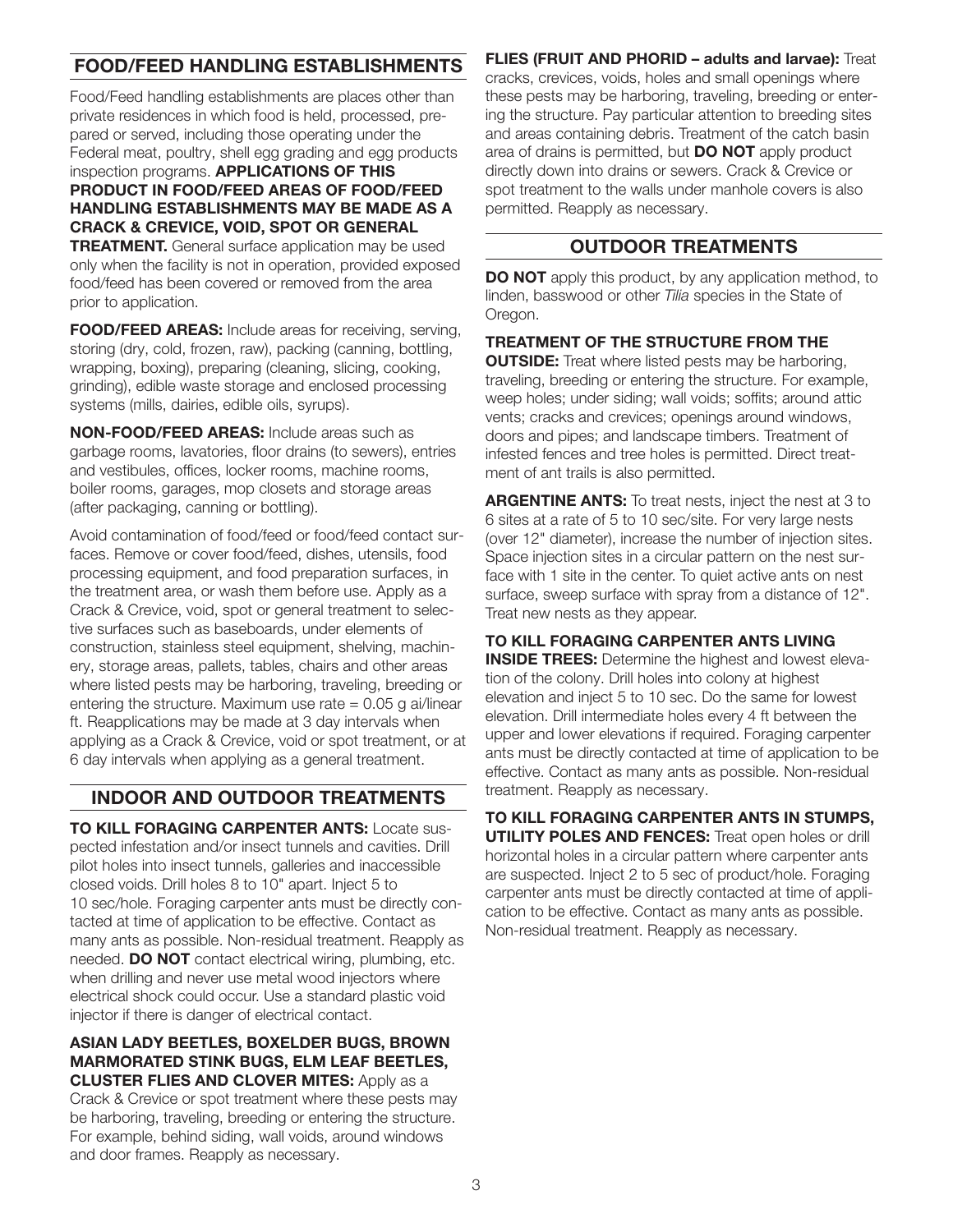## FOOD/FEED HANDLING ESTABLISHMENTS

Food/Feed handling establishments are places other than private residences in which food is held, processed, prepared or served, including those operating under the Federal meat, poultry, shell egg grading and egg products inspection programs. **APPLICATIONS OF THIS PRODUCT IN FOOD/FEED AREAS OF FOOD/FEED HANDLING ESTABLISHMENTS MAY BE MADE AS A CRACK & CREVICE, VOID, SPOT OR GENERAL TREATMENT.** General surface application may be used only when the facility is not in operation, provided exposed food/feed has been covered or removed from the area prior to application.

**FOOD/FEED AREAS:** Include areas for receiving, serving, storing (dry, cold, frozen, raw), packing (canning, bottling, wrapping, boxing), preparing (cleaning, slicing, cooking, grinding), edible waste storage and enclosed processing systems (mills, dairies, edible oils, syrups).

**NON-FOOD/FEED AREAS:** Include areas such as garbage rooms, lavatories, floor drains (to sewers), entries and vestibules, offices, locker rooms, machine rooms, boiler rooms, garages, mop closets and storage areas (after packaging, canning or bottling).

Avoid contamination of food/feed or food/feed contact surfaces. Remove or cover food/feed, dishes, utensils, food processing equipment, and food preparation surfaces, in the treatment area, or wash them before use. Apply as a Crack & Crevice, void, spot or general treatment to selective surfaces such as baseboards, under elements of construction, stainless steel equipment, shelving, machinery, storage areas, pallets, tables, chairs and other areas where listed pests may be harboring, traveling, breeding or entering the structure. Maximum use rate = 0.05 g ai/linear ft. Reapplications may be made at 3 day intervals when applying as a Crack & Crevice, void or spot treatment, or at 6 day intervals when applying as a general treatment.

## INDOOR AND OUTDOOR TREATMENTS

**TO KILL FORAGING CARPENTER ANTS:** Locate suspected infestation and/or insect tunnels and cavities. Drill pilot holes into insect tunnels, galleries and inaccessible closed voids. Drill holes 8 to 10" apart. Inject 5 to 10 sec/hole. Foraging carpenter ants must be directly contacted at time of application to be effective. Contact as many ants as possible. Non-residual treatment. Reapply as needed. **DO NOT** contact electrical wiring, plumbing, etc. when drilling and never use metal wood injectors where electrical shock could occur. Use a standard plastic void injector if there is danger of electrical contact.

**ASIAN LADY BEETLES, BOXELDER BUGS, BROWN MARMORATED STINK BUGS, ELM LEAF BEETLES, CLUSTER FLIES AND CLOVER MITES:** Apply as a Crack & Crevice or spot treatment where these pests may be harboring, traveling, breeding or entering the structure. For example, behind siding, wall voids, around windows and door frames. Reapply as necessary.

**FLIES (FRUIT AND PHORID – adults and larvae):** Treat cracks, crevices, voids, holes and small openings where these pests may be harboring, traveling, breeding or entering the structure. Pay particular attention to breeding sites and areas containing debris. Treatment of the catch basin area of drains is permitted, but **DO NOT** apply product directly down into drains or sewers. Crack & Crevice or spot treatment to the walls under manhole covers is also permitted. Reapply as necessary.

## OUTDOOR TREATMENTS

**DO NOT** apply this product, by any application method, to linden, basswood or other *Tilia* species in the State of Oregon.

**TREATMENT OF THE STRUCTURE FROM THE OUTSIDE:** Treat where listed pests may be harboring, traveling, breeding or entering the structure. For example, weep holes; under siding; wall voids; soffits; around attic vents; cracks and crevices; openings around windows, doors and pipes; and landscape timbers. Treatment of infested fences and tree holes is permitted. Direct treatment of ant trails is also permitted.

**ARGENTINE ANTS:** To treat nests, inject the nest at 3 to 6 sites at a rate of 5 to 10 sec/site. For very large nests (over 12" diameter), increase the number of injection sites. Space injection sites in a circular pattern on the nest surface with 1 site in the center. To quiet active ants on nest surface, sweep surface with spray from a distance of 12". Treat new nests as they appear.

**TO KILL FORAGING CARPENTER ANTS LIVING INSIDE TREES:** Determine the highest and lowest elevation of the colony. Drill holes into colony at highest elevation and inject 5 to 10 sec. Do the same for lowest elevation. Drill intermediate holes every 4 ft between the upper and lower elevations if required. Foraging carpenter ants must be directly contacted at time of application to be effective. Contact as many ants as possible. Non-residual treatment. Reapply as necessary.

**TO KILL FORAGING CARPENTER ANTS IN STUMPS, UTILITY POLES AND FENCES:** Treat open holes or drill horizontal holes in a circular pattern where carpenter ants are suspected. Inject 2 to 5 sec of product/hole. Foraging carpenter ants must be directly contacted at time of application to be effective. Contact as many ants as possible. Non-residual treatment. Reapply as necessary.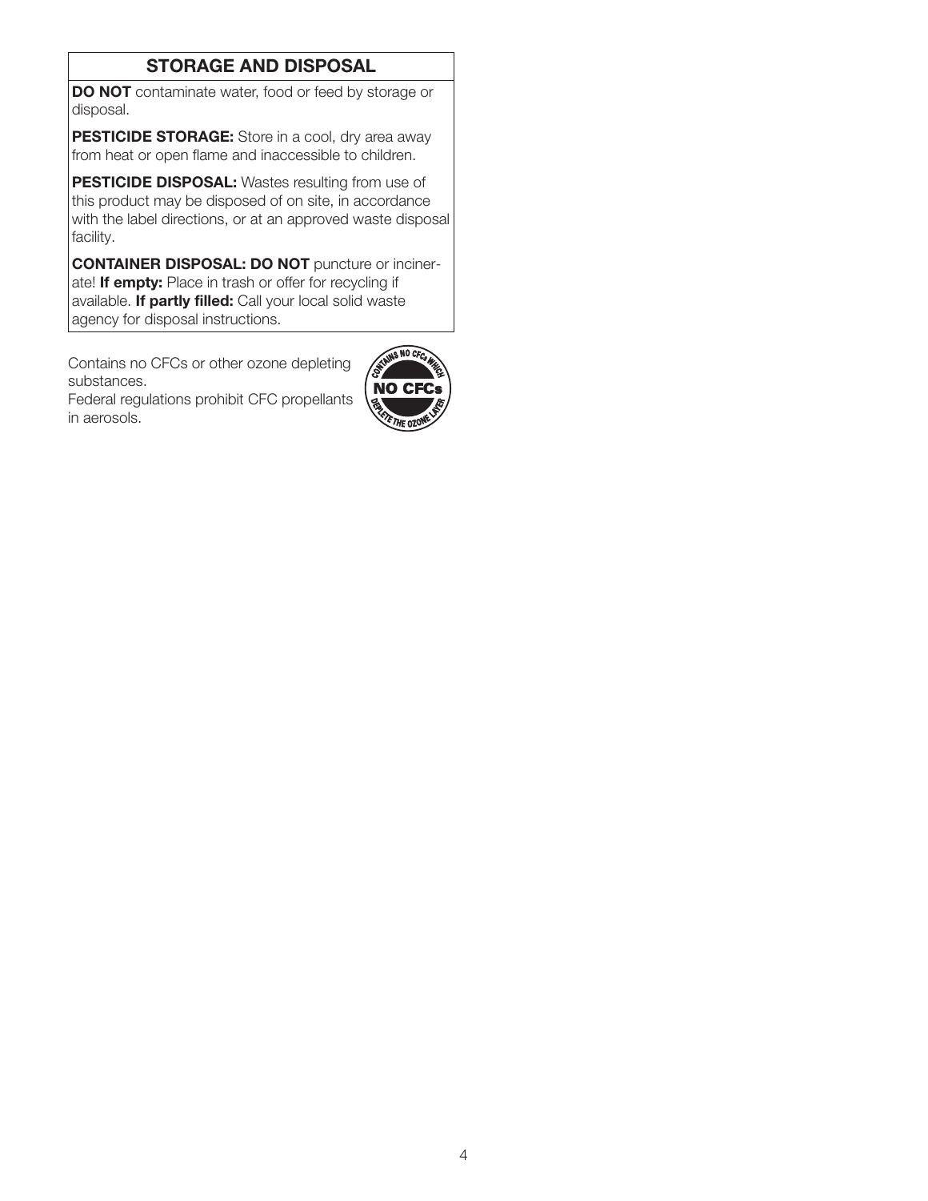## STORAGE AND DISPOSAL

**DO NOT** contaminate water, food or feed by storage or disposal.

**PESTICIDE STORAGE:** Store in a cool, dry area away from heat or open flame and inaccessible to children.

**PESTICIDE DISPOSAL:** Wastes resulting from use of this product may be disposed of on site, in accordance with the label directions, or at an approved waste disposal facility.

**CONTAINER DISPOSAL: DO NOT** puncture or incinerate! **If empty:** Place in trash or offer for recycling if available. **If partly filled:** Call your local solid waste agency for disposal instructions.

Contains no CFCs or other ozone depleting substances.
Federal regulations prohibit CFC propellants in aerosols.

CONTAINS NO CFCs WHICH DEPLETE THE OZONE LAYER — NO CFCs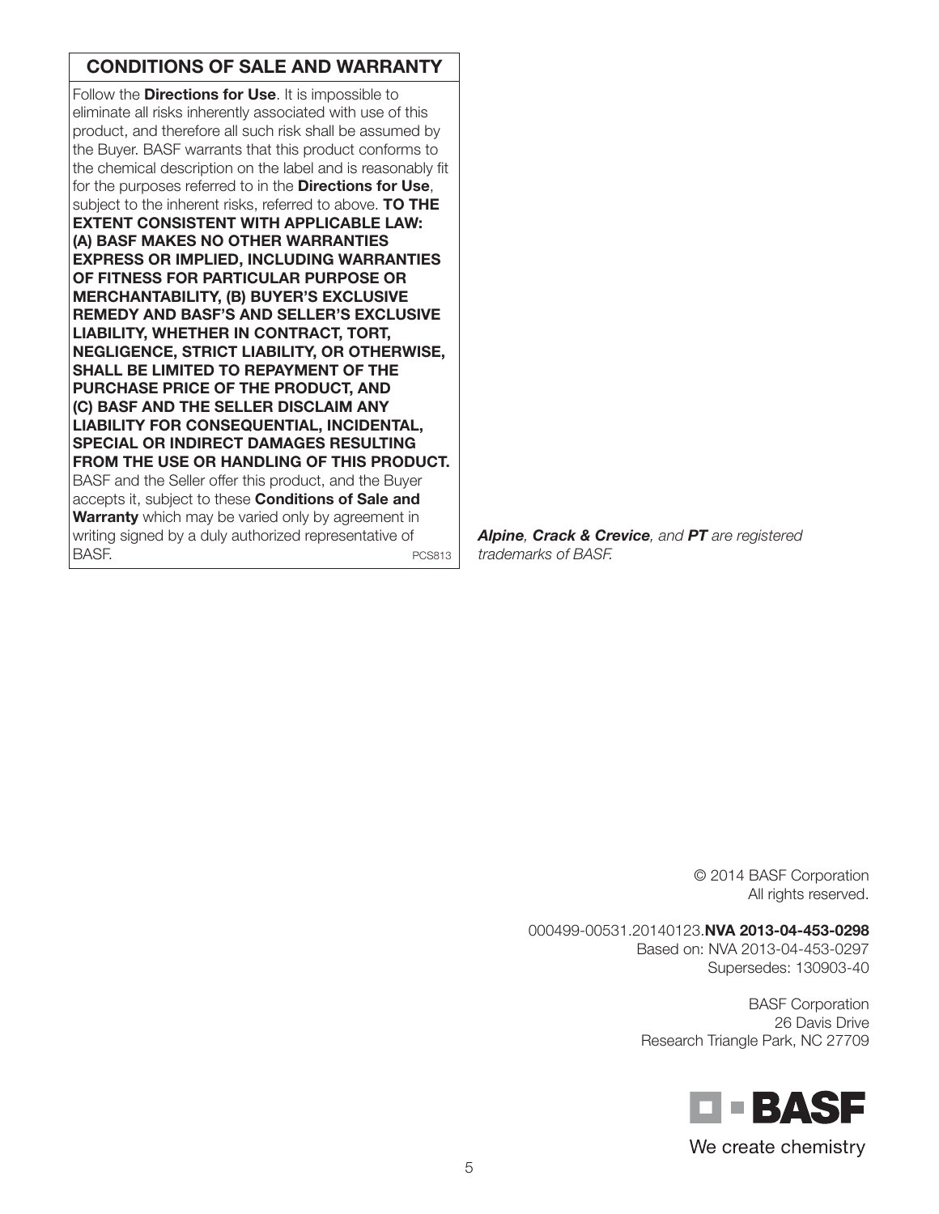## CONDITIONS OF SALE AND WARRANTY

Follow the **Directions for Use**. It is impossible to eliminate all risks inherently associated with use of this product, and therefore all such risk shall be assumed by the Buyer. BASF warrants that this product conforms to the chemical description on the label and is reasonably fit for the purposes referred to in the **Directions for Use**, subject to the inherent risks, referred to above. **TO THE EXTENT CONSISTENT WITH APPLICABLE LAW: (A) BASF MAKES NO OTHER WARRANTIES EXPRESS OR IMPLIED, INCLUDING WARRANTIES OF FITNESS FOR PARTICULAR PURPOSE OR MERCHANTABILITY, (B) BUYER'S EXCLUSIVE REMEDY AND BASF'S AND SELLER'S EXCLUSIVE LIABILITY, WHETHER IN CONTRACT, TORT, NEGLIGENCE, STRICT LIABILITY, OR OTHERWISE, SHALL BE LIMITED TO REPAYMENT OF THE PURCHASE PRICE OF THE PRODUCT, AND (C) BASF AND THE SELLER DISCLAIM ANY LIABILITY FOR CONSEQUENTIAL, INCIDENTAL, SPECIAL OR INDIRECT DAMAGES RESULTING FROM THE USE OR HANDLING OF THIS PRODUCT.** BASF and the Seller offer this product, and the Buyer accepts it, subject to these **Conditions of Sale and Warranty** which may be varied only by agreement in writing signed by a duly authorized representative of BASF. PCS813

***Alpine**, **Crack & Crevice**, and **PT** are registered trademarks of BASF.*

© 2014 BASF Corporation
All rights reserved.

000499-00531.20140123.**NVA 2013-04-453-0298**
Based on: NVA 2013-04-453-0297
Supersedes: 130903-40

BASF Corporation
26 Davis Drive
Research Triangle Park, NC 27709

BASF
We create chemistry